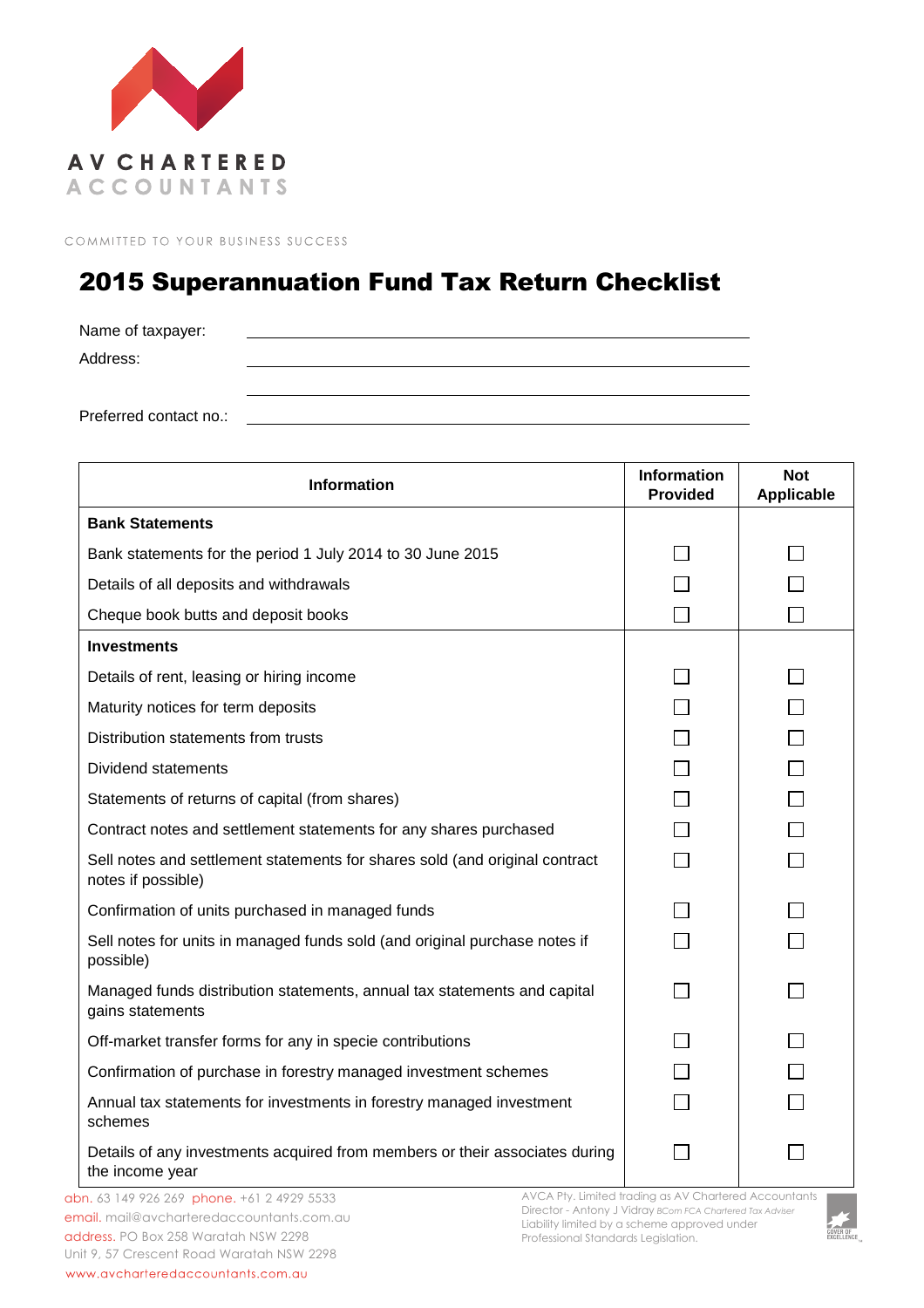AV CHARTERED ACCOUNTANTS

COMMITTED TO YOUR BUSINESS SUCCESS

# 2015 Superannuation Fund Tax Return Checklist

Name of taxpayer: ______________________________

Address: ______________________________

______________________________

Preferred contact no.: ______________________________

| Information | Information Provided | Not Applicable |
|---|---|---|
| **Bank Statements** | | |
| Bank statements for the period 1 July 2014 to 30 June 2015 | ☐ | ☐ |
| Details of all deposits and withdrawals | ☐ | ☐ |
| Cheque book butts and deposit books | ☐ | ☐ |
| **Investments** | | |
| Details of rent, leasing or hiring income | ☐ | ☐ |
| Maturity notices for term deposits | ☐ | ☐ |
| Distribution statements from trusts | ☐ | ☐ |
| Dividend statements | ☐ | ☐ |
| Statements of returns of capital (from shares) | ☐ | ☐ |
| Contract notes and settlement statements for any shares purchased | ☐ | ☐ |
| Sell notes and settlement statements for shares sold (and original contract notes if possible) | ☐ | ☐ |
| Confirmation of units purchased in managed funds | ☐ | ☐ |
| Sell notes for units in managed funds sold (and original purchase notes if possible) | ☐ | ☐ |
| Managed funds distribution statements, annual tax statements and capital gains statements | ☐ | ☐ |
| Off-market transfer forms for any in specie contributions | ☐ | ☐ |
| Confirmation of purchase in forestry managed investment schemes | ☐ | ☐ |
| Annual tax statements for investments in forestry managed investment schemes | ☐ | ☐ |
| Details of any investments acquired from members or their associates during the income year | ☐ | ☐ |

abn. 63 149 926 269 phone. +61 2 4929 5533
email. mail@avcharteredaccountants.com.au
address. PO Box 258 Waratah NSW 2298
Unit 9, 57 Crescent Road Waratah NSW 2298
www.avcharteredaccountants.com.au

AVCA Pty. Limited trading as AV Chartered Accountants
Director - Antony J Vidray *BCom FCA Chartered Tax Adviser*
Liability limited by a scheme approved under Professional Standards Legislation.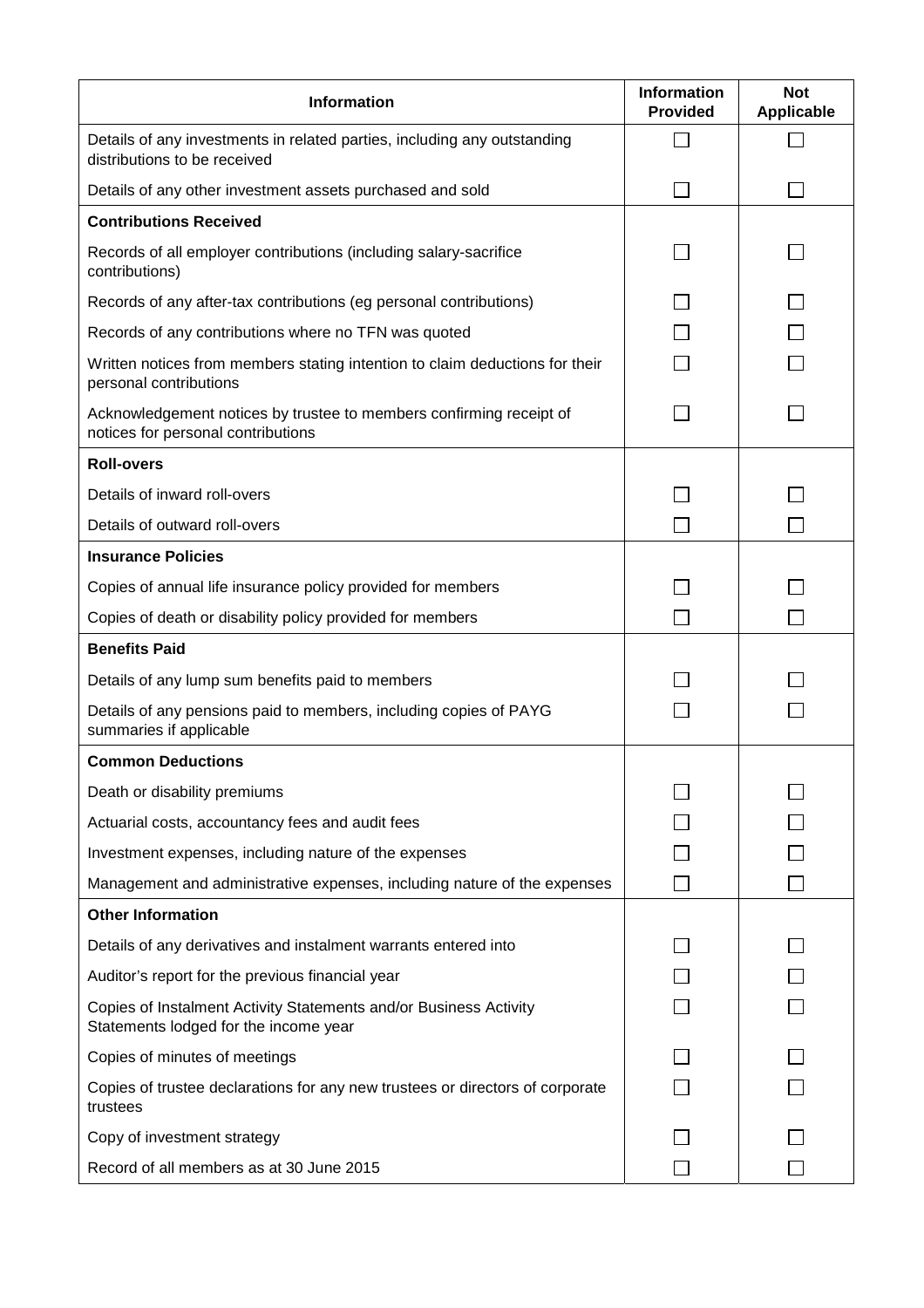| Information | Information Provided | Not Applicable |
|---|---|---|
| Details of any investments in related parties, including any outstanding distributions to be received | ☐ | ☐ |
| Details of any other investment assets purchased and sold | ☐ | ☐ |
| **Contributions Received** | | |
| Records of all employer contributions (including salary-sacrifice contributions) | ☐ | ☐ |
| Records of any after-tax contributions (eg personal contributions) | ☐ | ☐ |
| Records of any contributions where no TFN was quoted | ☐ | ☐ |
| Written notices from members stating intention to claim deductions for their personal contributions | ☐ | ☐ |
| Acknowledgement notices by trustee to members confirming receipt of notices for personal contributions | ☐ | ☐ |
| **Roll-overs** | | |
| Details of inward roll-overs | ☐ | ☐ |
| Details of outward roll-overs | ☐ | ☐ |
| **Insurance Policies** | | |
| Copies of annual life insurance policy provided for members | ☐ | ☐ |
| Copies of death or disability policy provided for members | ☐ | ☐ |
| **Benefits Paid** | | |
| Details of any lump sum benefits paid to members | ☐ | ☐ |
| Details of any pensions paid to members, including copies of PAYG summaries if applicable | ☐ | ☐ |
| **Common Deductions** | | |
| Death or disability premiums | ☐ | ☐ |
| Actuarial costs, accountancy fees and audit fees | ☐ | ☐ |
| Investment expenses, including nature of the expenses | ☐ | ☐ |
| Management and administrative expenses, including nature of the expenses | ☐ | ☐ |
| **Other Information** | | |
| Details of any derivatives and instalment warrants entered into | ☐ | ☐ |
| Auditor's report for the previous financial year | ☐ | ☐ |
| Copies of Instalment Activity Statements and/or Business Activity Statements lodged for the income year | ☐ | ☐ |
| Copies of minutes of meetings | ☐ | ☐ |
| Copies of trustee declarations for any new trustees or directors of corporate trustees | ☐ | ☐ |
| Copy of investment strategy | ☐ | ☐ |
| Record of all members as at 30 June 2015 | ☐ | ☐ |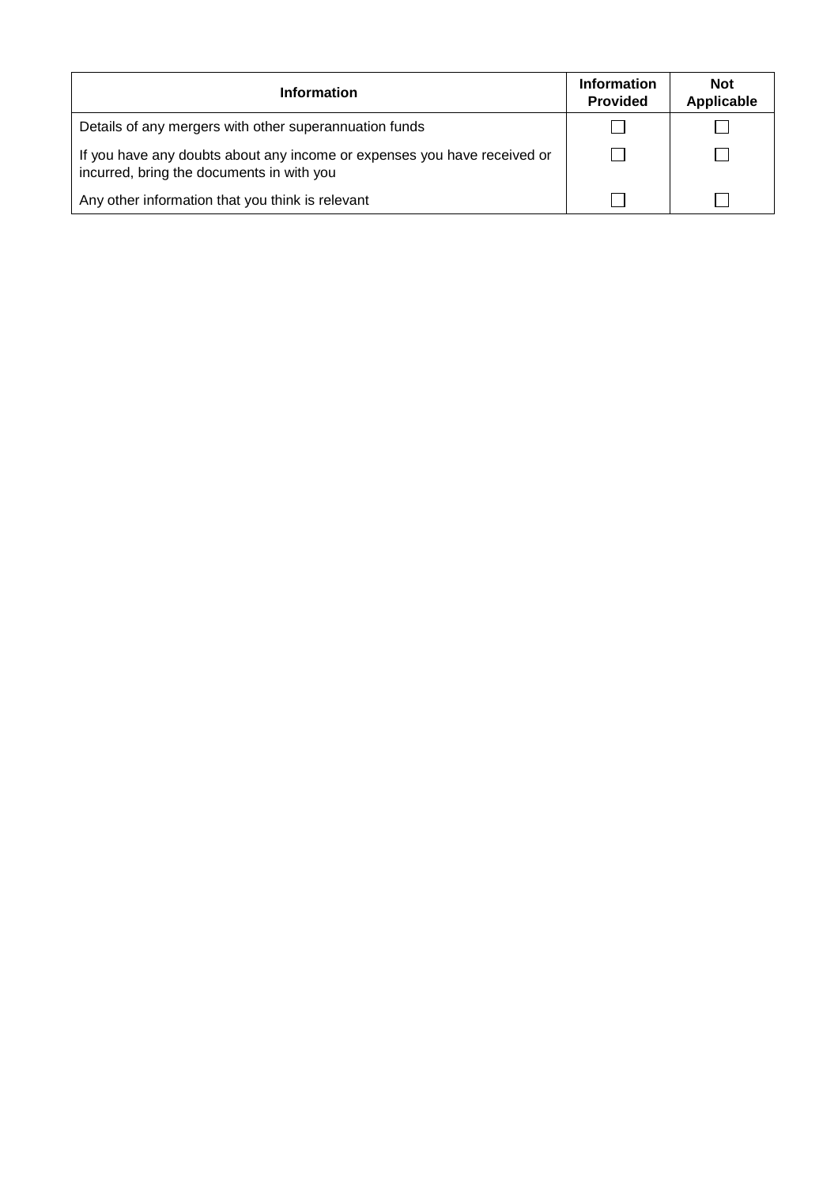| Information | Information Provided | Not Applicable |
|---|---|---|
| Details of any mergers with other superannuation funds | ☐ | ☐ |
| If you have any doubts about any income or expenses you have received or incurred, bring the documents in with you | ☐ | ☐ |
| Any other information that you think is relevant | ☐ | ☐ |